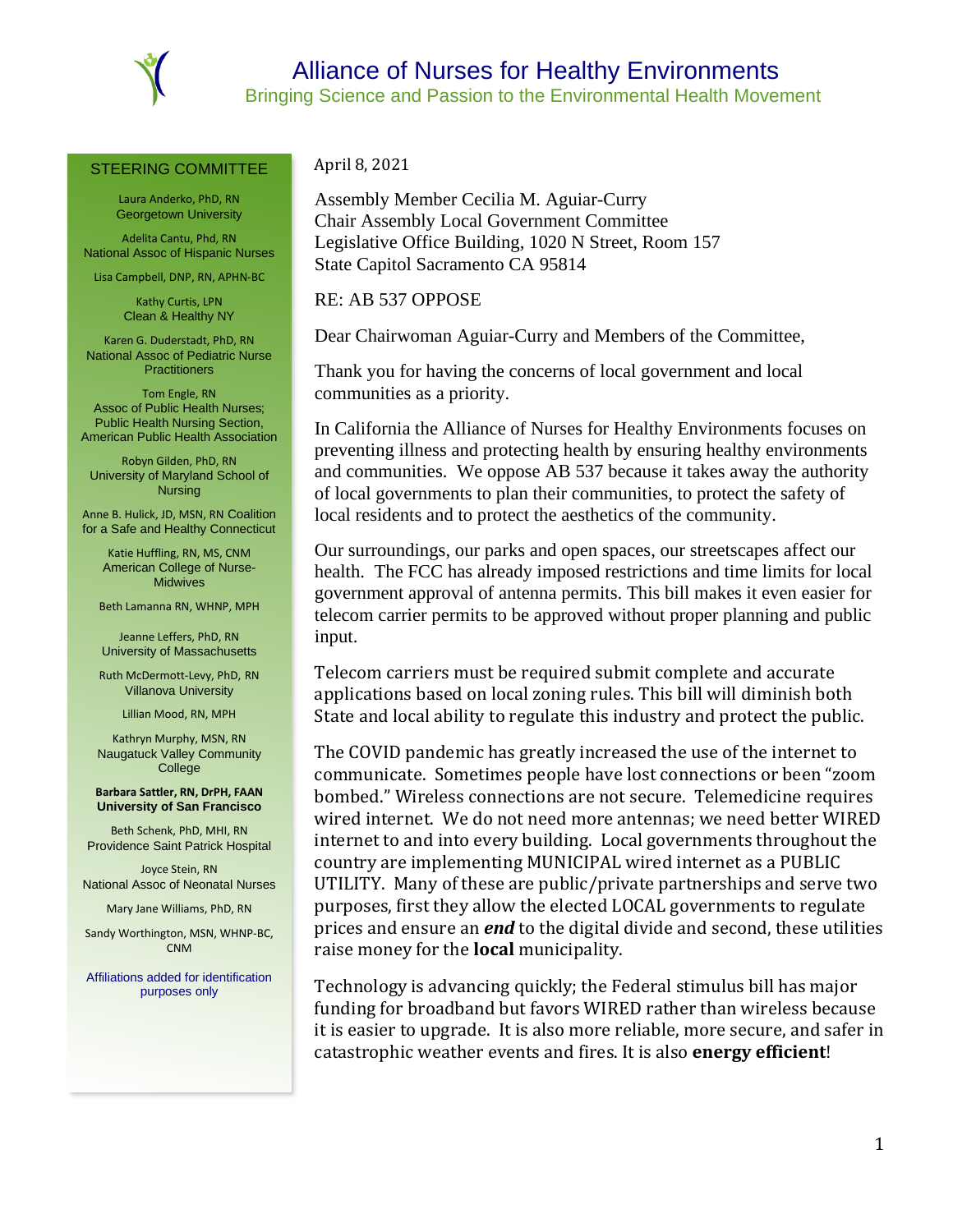# Alliance of Nurses for Healthy Environments

Bringing Science and Passion to the Environmental Health Movement

**STEERING COMMITTEE**

Laura Anderko, PhD, RN
Georgetown University

Adelita Cantu, Phd, RN
National Assoc of Hispanic Nurses

Lisa Campbell, DNP, RN, APHN-BC

Kathy Curtis, LPN
Clean & Healthy NY

Karen G. Duderstadt, PhD, RN
National Assoc of Pediatric Nurse Practitioners

Tom Engle, RN
Assoc of Public Health Nurses; Public Health Nursing Section, American Public Health Association

Robyn Gilden, PhD, RN
University of Maryland School of Nursing

Anne B. Hulick, JD, MSN, RN Coalition for a Safe and Healthy Connecticut

Katie Huffling, RN, MS, CNM
American College of Nurse-Midwives

Beth Lamanna RN, WHNP, MPH

Jeanne Leffers, PhD, RN
University of Massachusetts

Ruth McDermott-Levy, PhD, RN
Villanova University

Lillian Mood, RN, MPH

Kathryn Murphy, MSN, RN
Naugatuck Valley Community College

**Barbara Sattler, RN, DrPH, FAAN**
**University of San Francisco**

Beth Schenk, PhD, MHI, RN
Providence Saint Patrick Hospital

Joyce Stein, RN
National Assoc of Neonatal Nurses

Mary Jane Williams, PhD, RN

Sandy Worthington, MSN, WHNP-BC, CNM

Affiliations added for identification purposes only

---

April 8, 2021

Assembly Member Cecilia M. Aguiar-Curry
Chair Assembly Local Government Committee
Legislative Office Building, 1020 N Street, Room 157
State Capitol Sacramento CA 95814

RE: AB 537 OPPOSE

Dear Chairwoman Aguiar-Curry and Members of the Committee,

Thank you for having the concerns of local government and local communities as a priority.

In California the Alliance of Nurses for Healthy Environments focuses on preventing illness and protecting health by ensuring healthy environments and communities. We oppose AB 537 because it takes away the authority of local governments to plan their communities, to protect the safety of local residents and to protect the aesthetics of the community.

Our surroundings, our parks and open spaces, our streetscapes affect our health. The FCC has already imposed restrictions and time limits for local government approval of antenna permits. This bill makes it even easier for telecom carrier permits to be approved without proper planning and public input.

Telecom carriers must be required submit complete and accurate applications based on local zoning rules. This bill will diminish both State and local ability to regulate this industry and protect the public.

The COVID pandemic has greatly increased the use of the internet to communicate. Sometimes people have lost connections or been "zoom bombed." Wireless connections are not secure. Telemedicine requires wired internet. We do not need more antennas; we need better WIRED internet to and into every building. Local governments throughout the country are implementing MUNICIPAL wired internet as a PUBLIC UTILITY. Many of these are public/private partnerships and serve two purposes, first they allow the elected LOCAL governments to regulate prices and ensure an ***end*** to the digital divide and second, these utilities raise money for the **local** municipality.

Technology is advancing quickly; the Federal stimulus bill has major funding for broadband but favors WIRED rather than wireless because it is easier to upgrade. It is also more reliable, more secure, and safer in catastrophic weather events and fires. It is also **energy efficient**!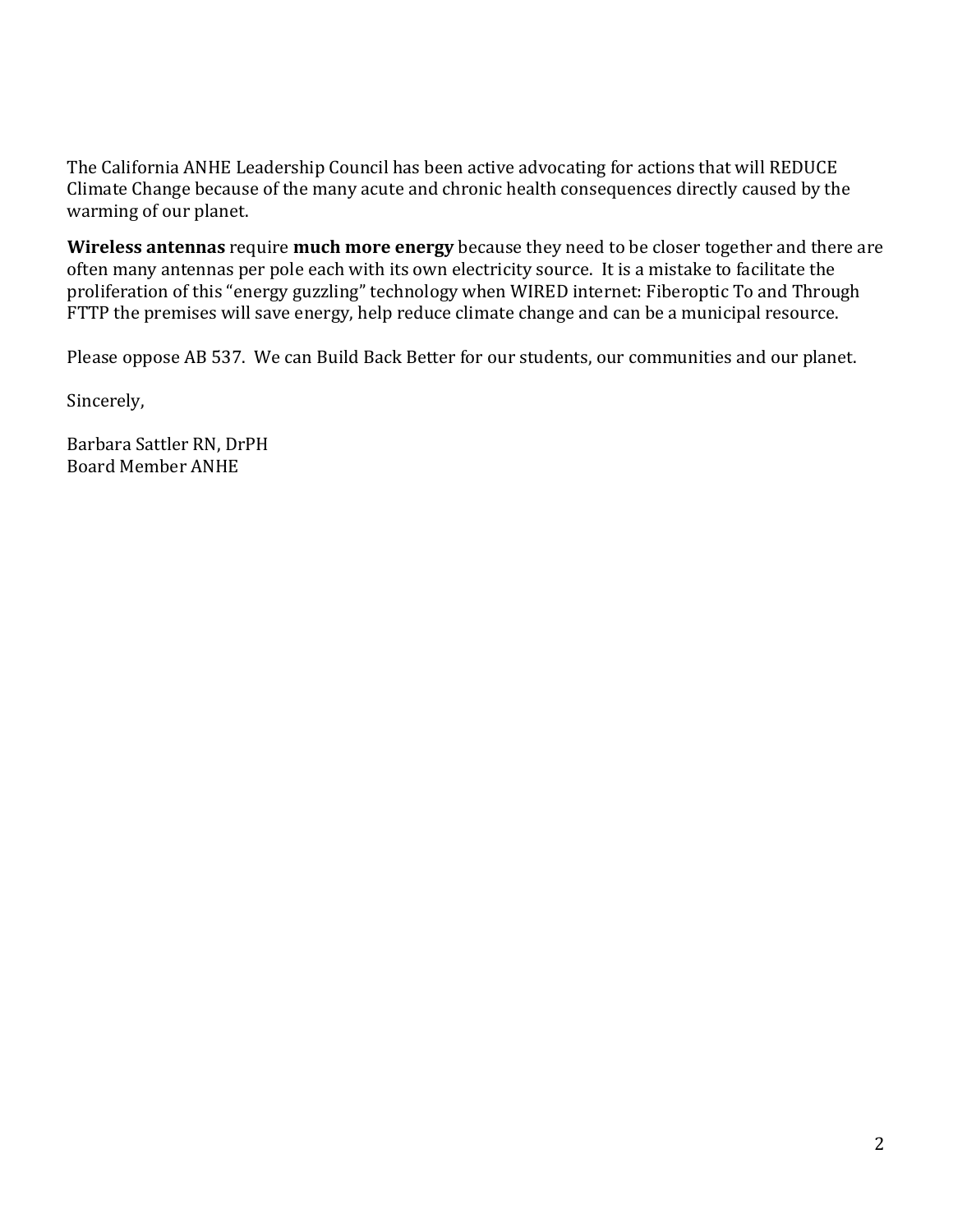The California ANHE Leadership Council has been active advocating for actions that will REDUCE Climate Change because of the many acute and chronic health consequences directly caused by the warming of our planet.

**Wireless antennas** require **much more energy** because they need to be closer together and there are often many antennas per pole each with its own electricity source. It is a mistake to facilitate the proliferation of this "energy guzzling" technology when WIRED internet: Fiberoptic To and Through FTTP the premises will save energy, help reduce climate change and can be a municipal resource.

Please oppose AB 537. We can Build Back Better for our students, our communities and our planet.

Sincerely,

Barbara Sattler RN, DrPH
Board Member ANHE